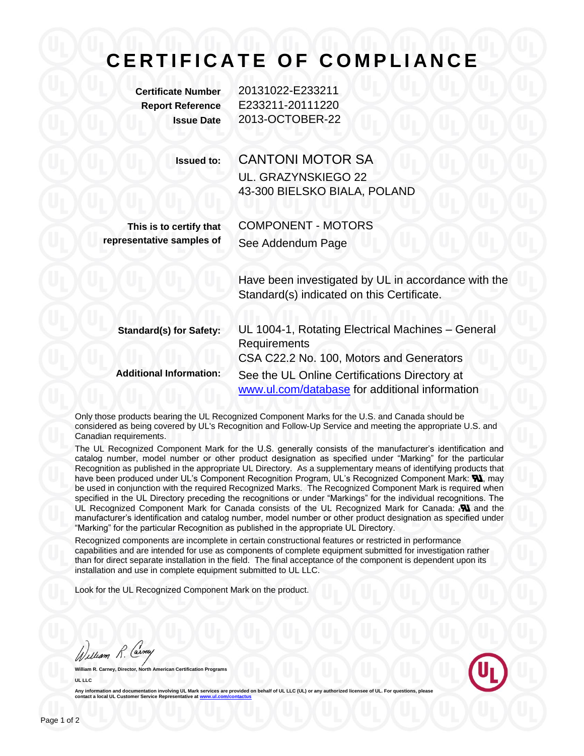# CERTIFICATE OF COMPLIANCE

**Certificate Number** 20131022-E233211
**Report Reference** E233211-20111220
**Issue Date** 2013-OCTOBER-22

**Issued to:** CANTONI MOTOR SA
UL. GRAZYNSKIEGO 22
43-300 BIELSKO BIALA, POLAND

**This is to certify that representative samples of** COMPONENT - MOTORS
See Addendum Page

Have been investigated by UL in accordance with the Standard(s) indicated on this Certificate.

**Standard(s) for Safety:** UL 1004-1, Rotating Electrical Machines – General Requirements
CSA C22.2 No. 100, Motors and Generators

**Additional Information:** See the UL Online Certifications Directory at www.ul.com/database for additional information

Only those products bearing the UL Recognized Component Marks for the U.S. and Canada should be considered as being covered by UL's Recognition and Follow-Up Service and meeting the appropriate U.S. and Canadian requirements.

The UL Recognized Component Mark for the U.S. generally consists of the manufacturer's identification and catalog number, model number or other product designation as specified under "Marking" for the particular Recognition as published in the appropriate UL Directory. As a supplementary means of identifying products that have been produced under UL's Component Recognition Program, UL's Recognized Component Mark: ЯU, may be used in conjunction with the required Recognized Marks. The Recognized Component Mark is required when specified in the UL Directory preceding the recognitions or under "Markings" for the individual recognitions. The UL Recognized Component Mark for Canada consists of the UL Recognized Mark for Canada: cЯU and the manufacturer's identification and catalog number, model number or other product designation as specified under "Marking" for the particular Recognition as published in the appropriate UL Directory.

Recognized components are incomplete in certain constructional features or restricted in performance capabilities and are intended for use as components of complete equipment submitted for investigation rather than for direct separate installation in the field. The final acceptance of the component is dependent upon its installation and use in complete equipment submitted to UL LLC.

Look for the UL Recognized Component Mark on the product.

William R. Carney

**William R. Carney, Director, North American Certification Programs**

**UL LLC**

**Any information and documentation involving UL Mark services are provided on behalf of UL LLC (UL) or any authorized licensee of UL. For questions, please contact a local UL Customer Service Representative at www.ul.com/contactus**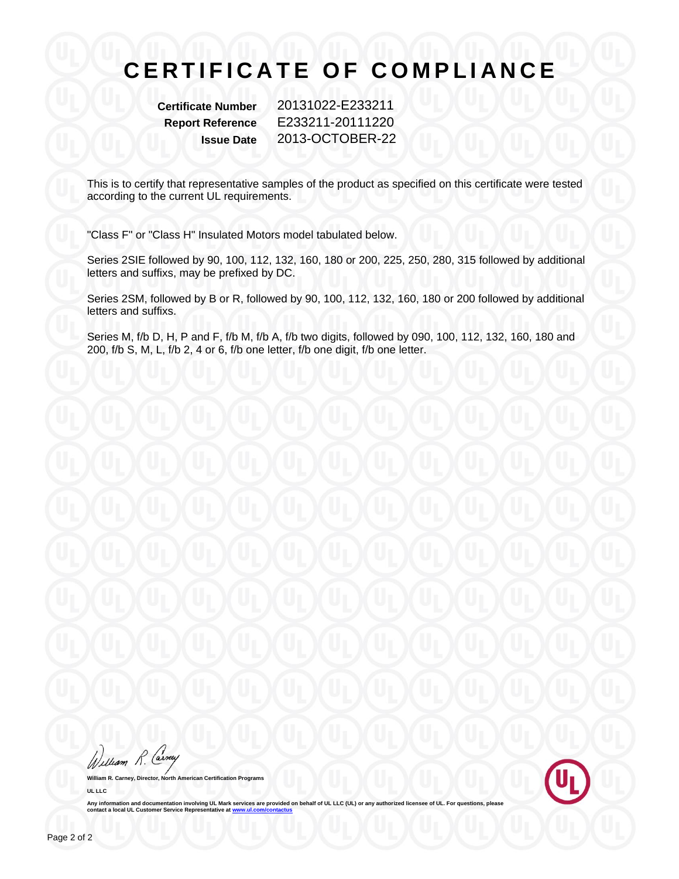# CERTIFICATE OF COMPLIANCE

**Certificate Number** 20131022-E233211
**Report Reference** E233211-20111220
**Issue Date** 2013-OCTOBER-22

This is to certify that representative samples of the product as specified on this certificate were tested according to the current UL requirements.

"Class F" or "Class H" Insulated Motors model tabulated below.

Series 2SIE followed by 90, 100, 112, 132, 160, 180 or 200, 225, 250, 280, 315 followed by additional letters and suffixes, may be prefixed by DC.

Series 2SM, followed by B or R, followed by 90, 100, 112, 132, 160, 180 or 200 followed by additional letters and suffixs.

Series M, f/b D, H, P and F, f/b M, f/b A, f/b two digits, followed by 090, 100, 112, 132, 160, 180 and 200, f/b S, M, L, f/b 2, 4 or 6, f/b one letter, f/b one digit, f/b one letter.

William R. Carney

**William R. Carney, Director, North American Certification Programs**

**UL LLC**

**Any information and documentation involving UL Mark services are provided on behalf of UL LLC (UL) or any authorized licensee of UL. For questions, please contact a local UL Customer Service Representative at www.ul.com/contactus**